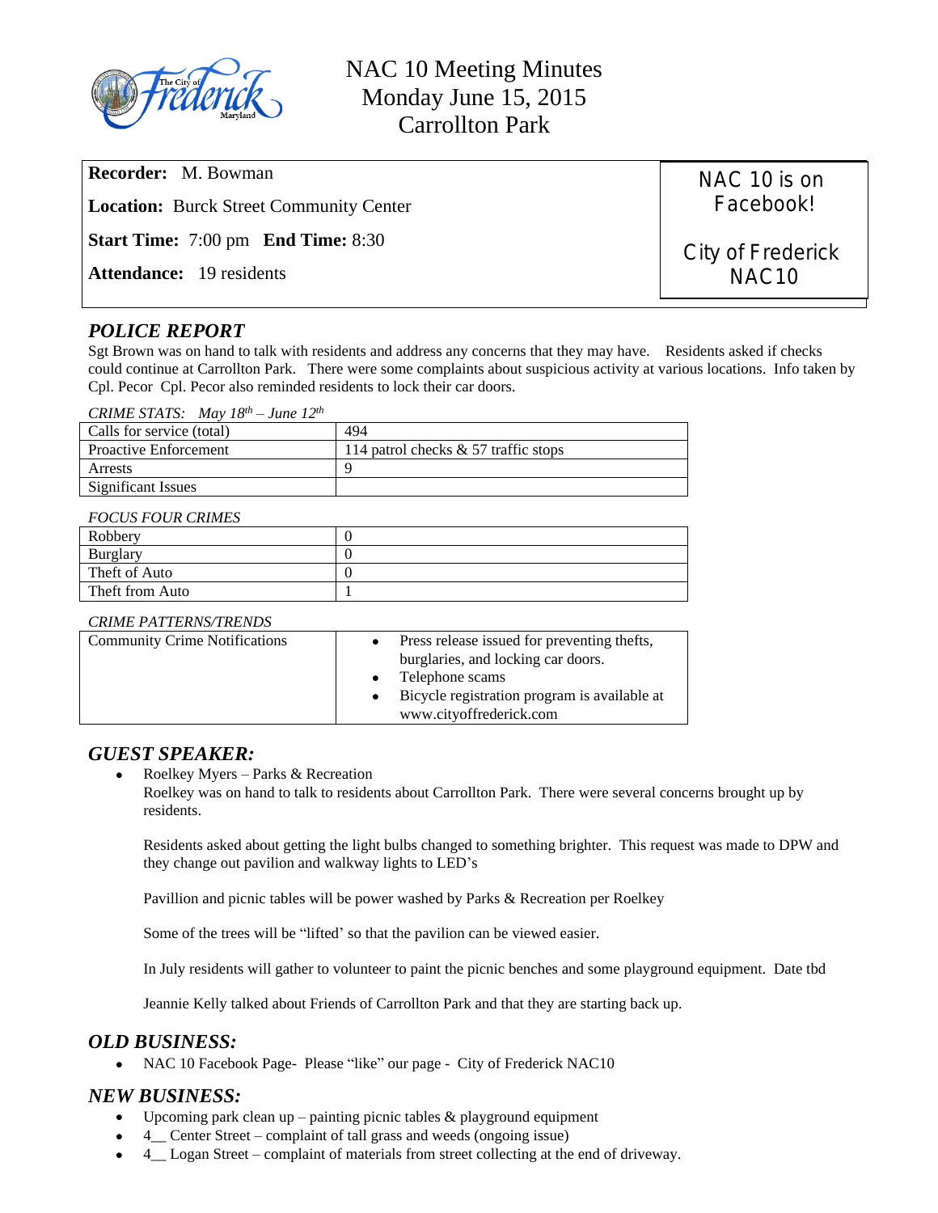# NAC 10 Meeting Minutes
## Monday June 15, 2015
## Carrollton Park

**Recorder:** M. Bowman

**Location:** Burck Street Community Center

**Start Time:** 7:00 pm **End Time:** 8:30

**Attendance:** 19 residents

NAC 10 is on Facebook!

City of Frederick NAC10

## *POLICE REPORT*

Sgt Brown was on hand to talk with residents and address any concerns that they may have. Residents asked if checks could continue at Carrollton Park. There were some complaints about suspicious activity at various locations. Info taken by Cpl. Pecor Cpl. Pecor also reminded residents to lock their car doors.

*CRIME STATS: May 18th – June 12th*

| | |
|---|---|
| Calls for service (total) | 494 |
| Proactive Enforcement | 114 patrol checks & 57 traffic stops |
| Arrests | 9 |
| Significant Issues | |

*FOCUS FOUR CRIMES*

| | |
|---|---|
| Robbery | 0 |
| Burglary | 0 |
| Theft of Auto | 0 |
| Theft from Auto | 1 |

*CRIME PATTERNS/TRENDS*

| | |
|---|---|
| Community Crime Notifications | • Press release issued for preventing thefts, burglaries, and locking car doors.<br>• Telephone scams<br>• Bicycle registration program is available at www.cityoffrederick.com |

## *GUEST SPEAKER:*

- Roelkey Myers – Parks & Recreation

  Roelkey was on hand to talk to residents about Carrollton Park. There were several concerns brought up by residents.

  Residents asked about getting the light bulbs changed to something brighter. This request was made to DPW and they change out pavilion and walkway lights to LED's

  Pavillion and picnic tables will be power washed by Parks & Recreation per Roelkey

  Some of the trees will be "lifted' so that the pavilion can be viewed easier.

  In July residents will gather to volunteer to paint the picnic benches and some playground equipment. Date tbd

  Jeannie Kelly talked about Friends of Carrollton Park and that they are starting back up.

## *OLD BUSINESS:*

- NAC 10 Facebook Page- Please "like" our page - City of Frederick NAC10

## *NEW BUSINESS:*

- Upcoming park clean up – painting picnic tables & playground equipment
- 4__ Center Street – complaint of tall grass and weeds (ongoing issue)
- 4__ Logan Street – complaint of materials from street collecting at the end of driveway.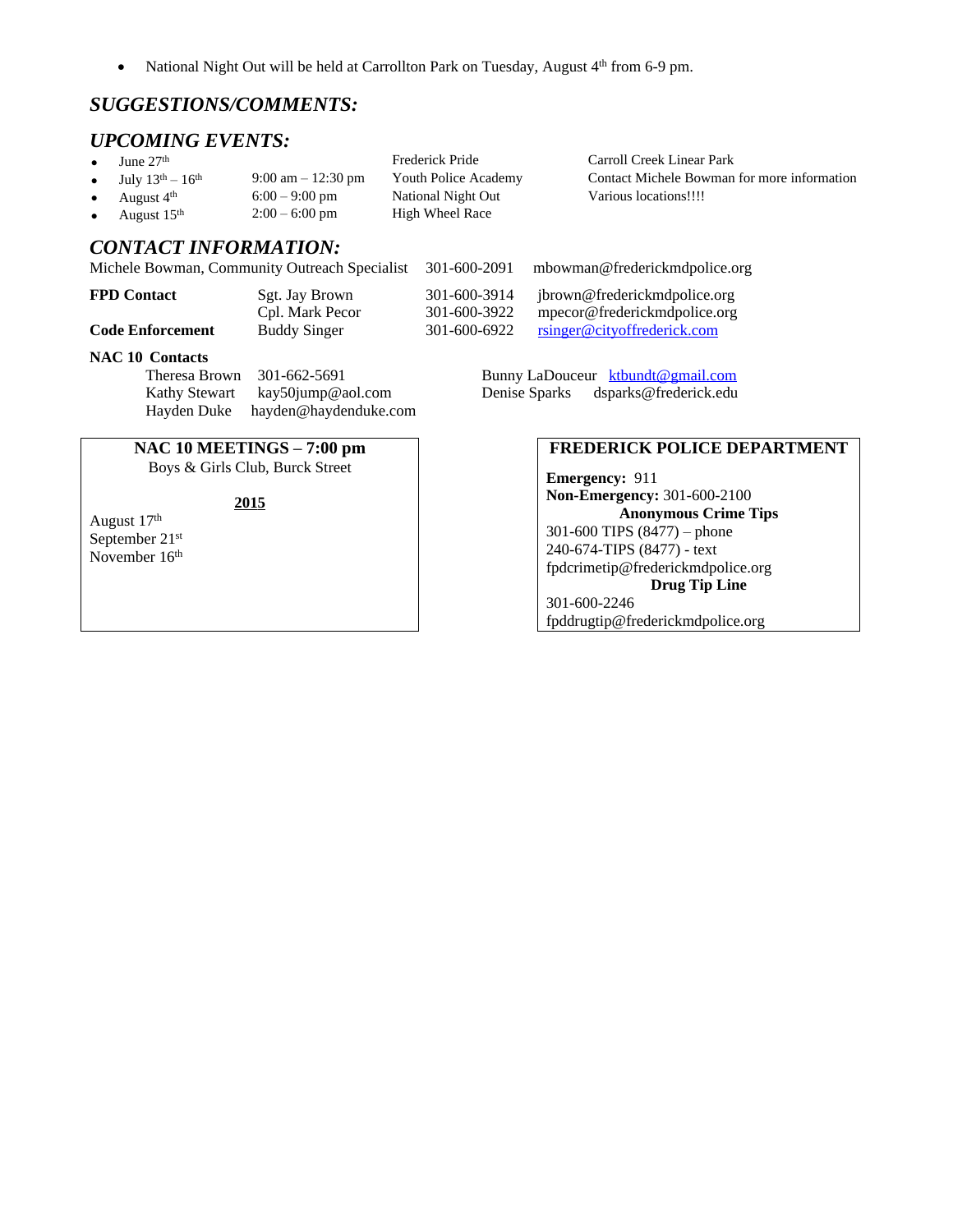- National Night Out will be held at Carrollton Park on Tuesday, August 4th from 6-9 pm.

## *SUGGESTIONS/COMMENTS:*

## *UPCOMING EVENTS:*

| | | | |
|---|---|---|---|
| June 27th | | Frederick Pride | Carroll Creek Linear Park |
| July 13th – 16th | 9:00 am – 12:30 pm | Youth Police Academy | Contact Michele Bowman for more information |
| August 4th | 6:00 – 9:00 pm | National Night Out | Various locations!!!! |
| August 15th | 2:00 – 6:00 pm | High Wheel Race | |

## *CONTACT INFORMATION:*

Michele Bowman, Community Outreach Specialist 301-600-2091 mbowman@frederickmdpolice.org

| | | | |
|---|---|---|---|
| **FPD Contact** | Sgt. Jay Brown | 301-600-3914 | jbrown@frederickmdpolice.org |
| | Cpl. Mark Pecor | 301-600-3922 | mpecor@frederickmdpolice.org |
| **Code Enforcement** | Buddy Singer | 301-600-6922 | rsinger@cityoffrederick.com |

**NAC 10 Contacts**

Theresa Brown 301-662-5691
Kathy Stewart kay50jump@aol.com
Hayden Duke hayden@haydenduke.com
Bunny LaDouceur ktbundt@gmail.com
Denise Sparks dsparks@frederick.edu

**NAC 10 MEETINGS – 7:00 pm**
Boys & Girls Club, Burck Street

**2015**

August 17th
September 21st
November 16th

**FREDERICK POLICE DEPARTMENT**

**Emergency:** 911
**Non-Emergency:** 301-600-2100

**Anonymous Crime Tips**
301-600 TIPS (8477) – phone
240-674-TIPS (8477) - text
fpdcrimetip@frederickmdpolice.org

**Drug Tip Line**
301-600-2246
fpddrugtip@frederickmdpolice.org